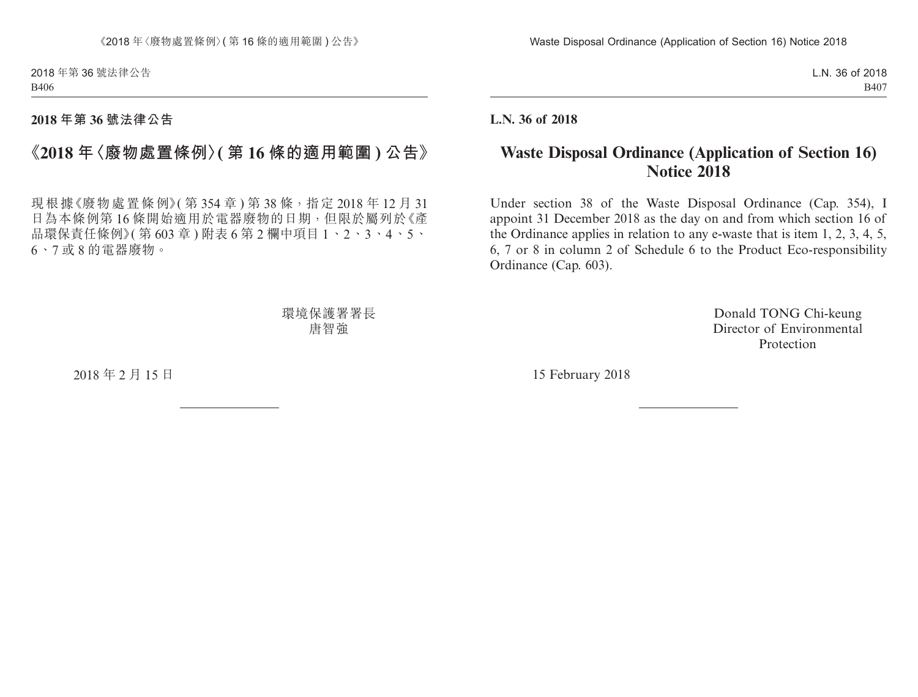**2018 年第 36 號法律公告**

# 《2018 年〈廢物處置條例〉(第 16 條的適用範圍) 公告》

現根據《廢物處置條例》(第 354 章) 第 38 條，指定 2018 年 12 月 31 日為本條例第 16 條開始適用於電器廢物的日期，但限於屬列於《產品環保責任條例》(第 603 章) 附表 6 第 2 欄中項目 1、2、3、4、5、6、7 或 8 的電器廢物。

環境保護署署長
唐智強

2018 年 2 月 15 日

---

**L.N. 36 of 2018**

# Waste Disposal Ordinance (Application of Section 16) Notice 2018

Under section 38 of the Waste Disposal Ordinance (Cap. 354), I appoint 31 December 2018 as the day on and from which section 16 of the Ordinance applies in relation to any e-waste that is item 1, 2, 3, 4, 5, 6, 7 or 8 in column 2 of Schedule 6 to the Product Eco-responsibility Ordinance (Cap. 603).

Donald TONG Chi-keung
Director of Environmental Protection

15 February 2018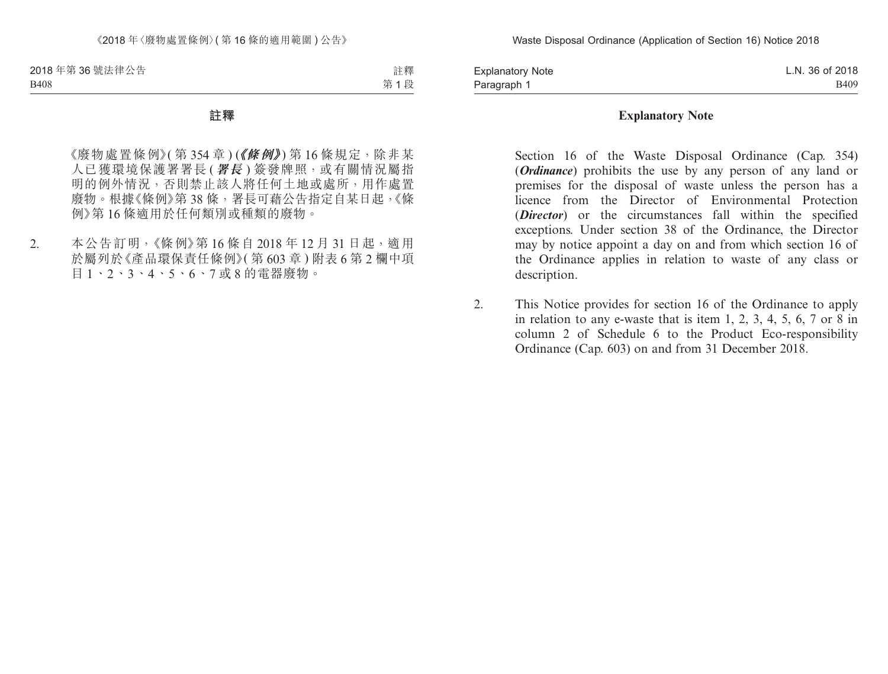# 註釋

《廢物處置條例》(第 354 章) (***《條例》***) 第 16 條規定，除非某人已獲環境保護署署長 (***署長***) 簽發牌照，或有關情況屬指明的例外情況，否則禁止該人將任何土地或處所，用作處置廢物。根據《條例》第 38 條，署長可藉公告指定自某日起，《條例》第 16 條適用於任何類別或種類的廢物。

2. 本公告訂明，《條例》第 16 條自 2018 年 12 月 31 日起，適用於屬列於《產品環保責任條例》(第 603 章) 附表 6 第 2 欄中項目 1、2、3、4、5、6、7 或 8 的電器廢物。

# Explanatory Note

Section 16 of the Waste Disposal Ordinance (Cap. 354) (***Ordinance***) prohibits the use by any person of any land or premises for the disposal of waste unless the person has a licence from the Director of Environmental Protection (***Director***) or the circumstances fall within the specified exceptions. Under section 38 of the Ordinance, the Director may by notice appoint a day on and from which section 16 of the Ordinance applies in relation to waste of any class or description.

2. This Notice provides for section 16 of the Ordinance to apply in relation to any e-waste that is item 1, 2, 3, 4, 5, 6, 7 or 8 in column 2 of Schedule 6 to the Product Eco-responsibility Ordinance (Cap. 603) on and from 31 December 2018.